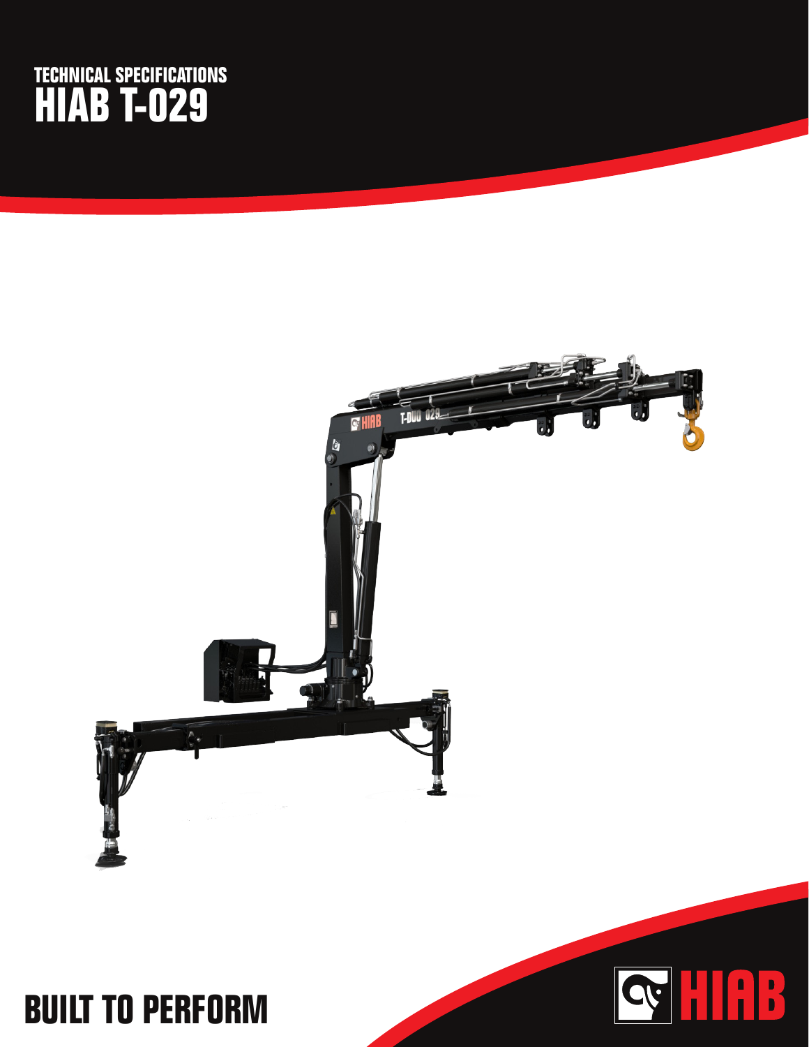# TECHNICAL SPECIFICATIONS
# HIAB T-029

BUILT TO PERFORM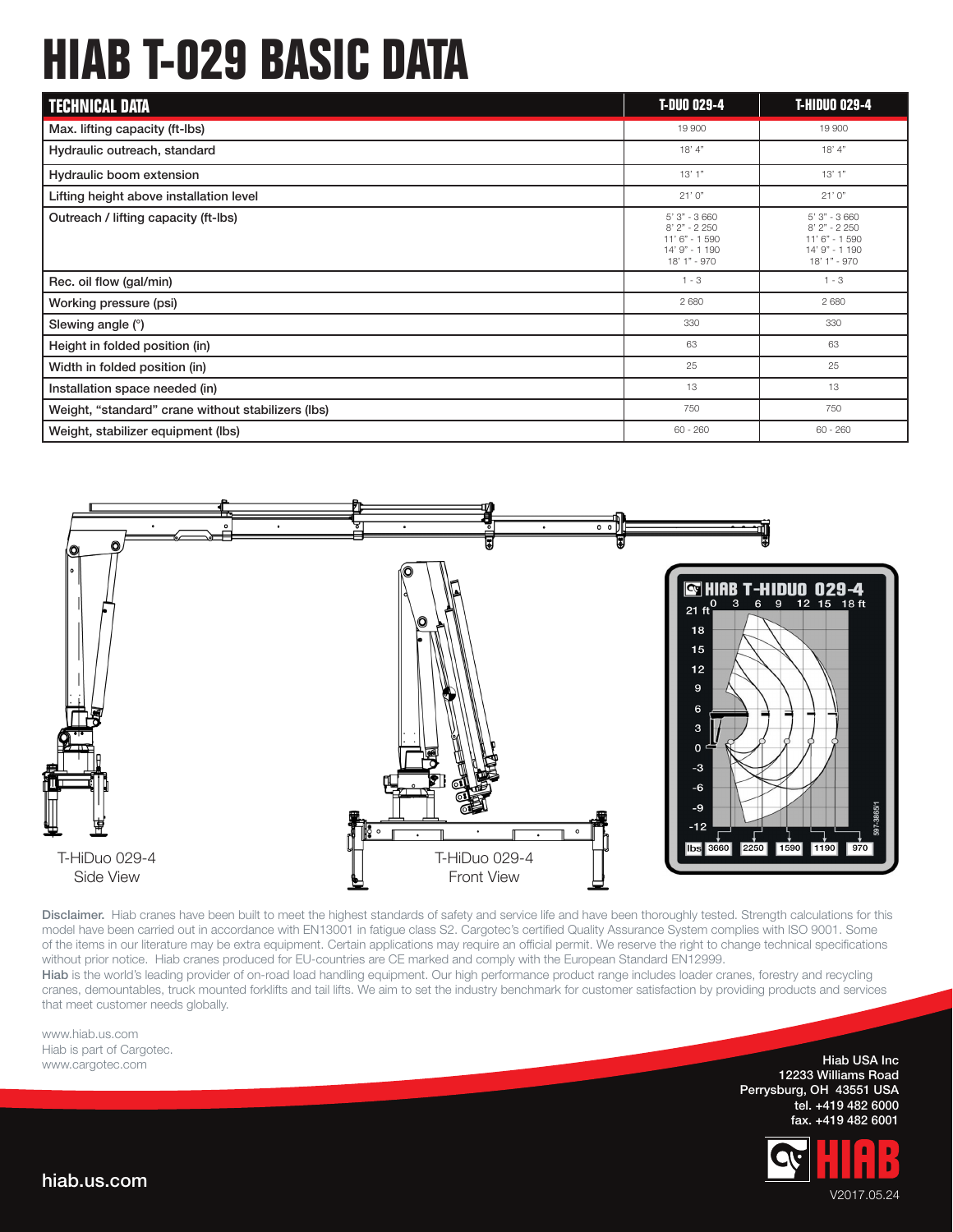# HIAB T-029 BASIC DATA

| TECHNICAL DATA | T-DUO 029-4 | T-HIDUO 029-4 |
|---|---|---|
| Max. lifting capacity (ft-lbs) | 19 900 | 19 900 |
| Hydraulic outreach, standard | 18' 4" | 18' 4" |
| Hydraulic boom extension | 13' 1" | 13' 1" |
| Lifting height above installation level | 21' 0" | 21' 0" |
| Outreach / lifting capacity (ft-lbs) | 5' 3" - 3 660<br>8' 2" - 2 250<br>11' 6" - 1 590<br>14' 9" - 1 190<br>18' 1" - 970 | 5' 3" - 3 660<br>8' 2" - 2 250<br>11' 6" - 1 590<br>14' 9" - 1 190<br>18' 1" - 970 |
| Rec. oil flow (gal/min) | 1 - 3 | 1 - 3 |
| Working pressure (psi) | 2 680 | 2 680 |
| Slewing angle (°) | 330 | 330 |
| Height in folded position (in) | 63 | 63 |
| Width in folded position (in) | 25 | 25 |
| Installation space needed (in) | 13 | 13 |
| Weight, "standard" crane without stabilizers (lbs) | 750 | 750 |
| Weight, stabilizer equipment (lbs) | 60 - 260 | 60 - 260 |

T-HiDuo 029-4
Side View

T-HiDuo 029-4
Front View

HIAB T-HIDUO 029-4
21 ft
0 3 6 9 12 15 18 ft
18
15
12
9
6
3
0
-3
-6
-9
-12
lbs 3660 2250 1590 1190 970
597-3665/1

**Disclaimer.** Hiab cranes have been built to meet the highest standards of safety and service life and have been thoroughly tested. Strength calculations for this model have been carried out in accordance with EN13001 in fatigue class S2. Cargotec's certified Quality Assurance System complies with ISO 9001. Some of the items in our literature may be extra equipment. Certain applications may require an official permit. We reserve the right to change technical specifications without prior notice. Hiab cranes produced for EU-countries are CE marked and comply with the European Standard EN12999.

**Hiab** is the world's leading provider of on-road load handling equipment. Our high performance product range includes loader cranes, forestry and recycling cranes, demountables, truck mounted forklifts and tail lifts. We aim to set the industry benchmark for customer satisfaction by providing products and services that meet customer needs globally.

www.hiab.us.com
Hiab is part of Cargotec.
www.cargotec.com

**Hiab USA Inc**
**12233 Williams Road**
**Perrysburg, OH 43551 USA**
**tel. +419 482 6000**
**fax. +419 482 6001**

HIAB

hiab.us.com

V2017.05.24